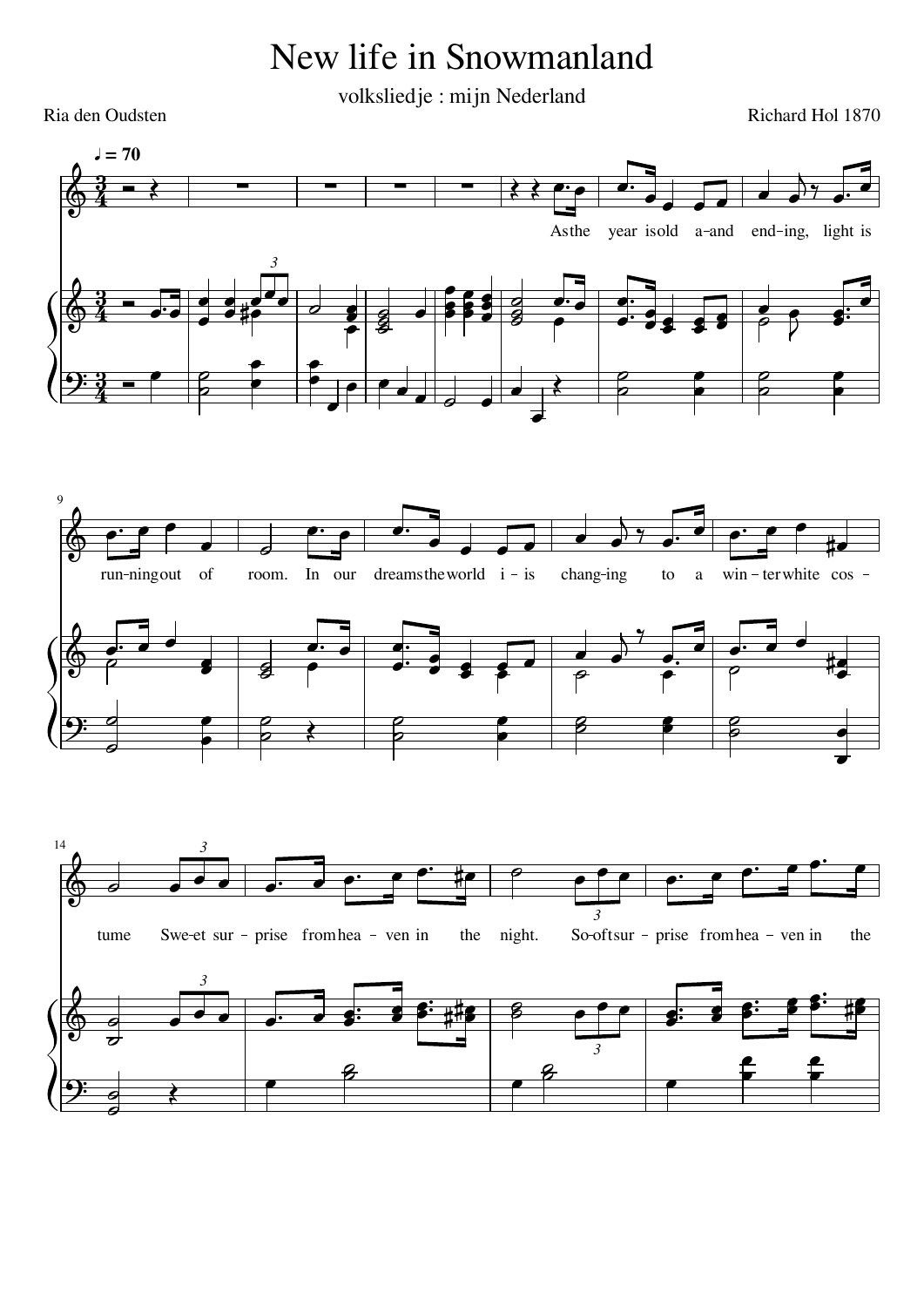# New life in Snowmanland

volksliedje : mijn Nederland

Ria den Oudsten

Richard Hol 1870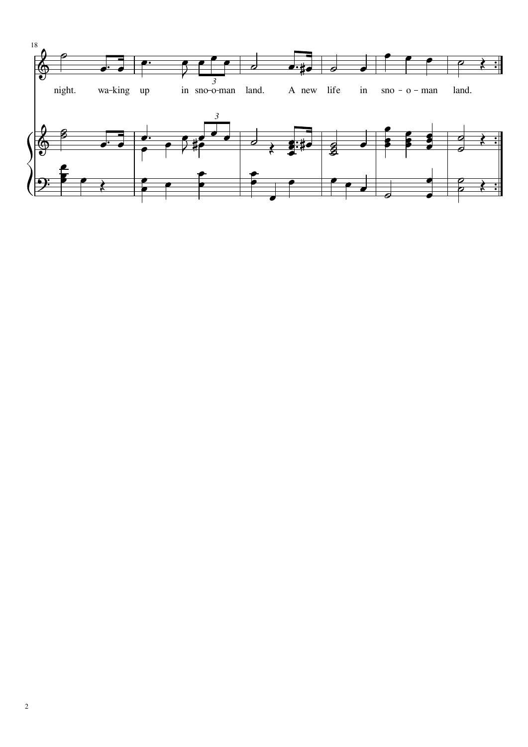night. wa-king up in sno-o-man land. A new life in sno - o - man land.